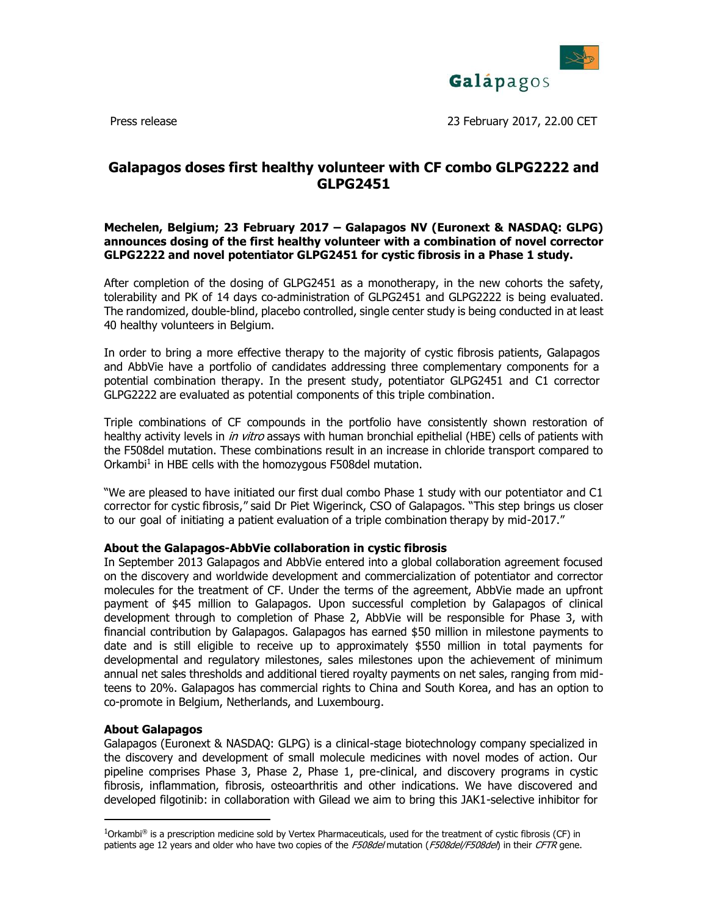Press release

23 February 2017, 22.00 CET

# Galapagos doses first healthy volunteer with CF combo GLPG2222 and GLPG2451

**Mechelen, Belgium; 23 February 2017 – Galapagos NV (Euronext & NASDAQ: GLPG) announces dosing of the first healthy volunteer with a combination of novel corrector GLPG2222 and novel potentiator GLPG2451 for cystic fibrosis in a Phase 1 study.**

After completion of the dosing of GLPG2451 as a monotherapy, in the new cohorts the safety, tolerability and PK of 14 days co-administration of GLPG2451 and GLPG2222 is being evaluated. The randomized, double-blind, placebo controlled, single center study is being conducted in at least 40 healthy volunteers in Belgium.

In order to bring a more effective therapy to the majority of cystic fibrosis patients, Galapagos and AbbVie have a portfolio of candidates addressing three complementary components for a potential combination therapy. In the present study, potentiator GLPG2451 and C1 corrector GLPG2222 are evaluated as potential components of this triple combination.

Triple combinations of CF compounds in the portfolio have consistently shown restoration of healthy activity levels in *in vitro* assays with human bronchial epithelial (HBE) cells of patients with the F508del mutation. These combinations result in an increase in chloride transport compared to Orkambi[1] in HBE cells with the homozygous F508del mutation.

"We are pleased to have initiated our first dual combo Phase 1 study with our potentiator and C1 corrector for cystic fibrosis," said Dr Piet Wigerinck, CSO of Galapagos. "This step brings us closer to our goal of initiating a patient evaluation of a triple combination therapy by mid-2017."

### About the Galapagos-AbbVie collaboration in cystic fibrosis

In September 2013 Galapagos and AbbVie entered into a global collaboration agreement focused on the discovery and worldwide development and commercialization of potentiator and corrector molecules for the treatment of CF. Under the terms of the agreement, AbbVie made an upfront payment of $45 million to Galapagos. Upon successful completion by Galapagos of clinical development through to completion of Phase 2, AbbVie will be responsible for Phase 3, with financial contribution by Galapagos. Galapagos has earned $50 million in milestone payments to date and is still eligible to receive up to approximately $550 million in total payments for developmental and regulatory milestones, sales milestones upon the achievement of minimum annual net sales thresholds and additional tiered royalty payments on net sales, ranging from mid-teens to 20%. Galapagos has commercial rights to China and South Korea, and has an option to co-promote in Belgium, Netherlands, and Luxembourg.

### About Galapagos

Galapagos (Euronext & NASDAQ: GLPG) is a clinical-stage biotechnology company specialized in the discovery and development of small molecule medicines with novel modes of action. Our pipeline comprises Phase 3, Phase 2, Phase 1, pre-clinical, and discovery programs in cystic fibrosis, inflammation, fibrosis, osteoarthritis and other indications. We have discovered and developed filgotinib: in collaboration with Gilead we aim to bring this JAK1-selective inhibitor for

---

[1] Orkambi® is a prescription medicine sold by Vertex Pharmaceuticals, used for the treatment of cystic fibrosis (CF) in patients age 12 years and older who have two copies of the *F508del* mutation (*F508del/F508del*) in their *CFTR* gene.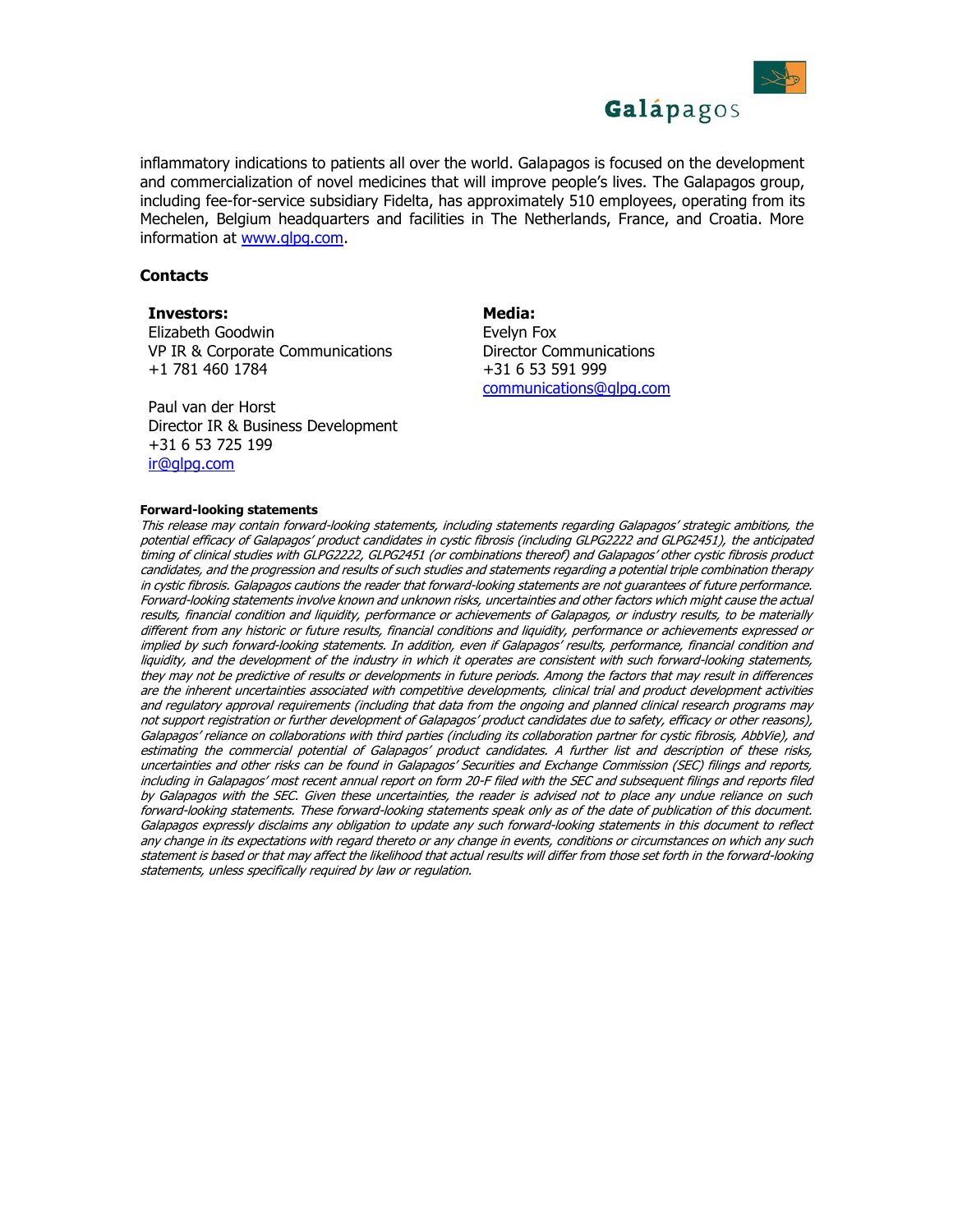inflammatory indications to patients all over the world. Galapagos is focused on the development and commercialization of novel medicines that will improve people's lives. The Galapagos group, including fee-for-service subsidiary Fidelta, has approximately 510 employees, operating from its Mechelen, Belgium headquarters and facilities in The Netherlands, France, and Croatia. More information at www.glpg.com.

**Contacts**

**Investors:**
Elizabeth Goodwin
VP IR & Corporate Communications
+1 781 460 1784

Paul van der Horst
Director IR & Business Development
+31 6 53 725 199
ir@glpg.com

**Media:**
Evelyn Fox
Director Communications
+31 6 53 591 999
communications@glpg.com

**Forward-looking statements**

*This release may contain forward-looking statements, including statements regarding Galapagos' strategic ambitions, the potential efficacy of Galapagos' product candidates in cystic fibrosis (including GLPG2222 and GLPG2451), the anticipated timing of clinical studies with GLPG2222, GLPG2451 (or combinations thereof) and Galapagos' other cystic fibrosis product candidates, and the progression and results of such studies and statements regarding a potential triple combination therapy in cystic fibrosis. Galapagos cautions the reader that forward-looking statements are not guarantees of future performance. Forward-looking statements involve known and unknown risks, uncertainties and other factors which might cause the actual results, financial condition and liquidity, performance or achievements of Galapagos, or industry results, to be materially different from any historic or future results, financial conditions and liquidity, performance or achievements expressed or implied by such forward-looking statements. In addition, even if Galapagos' results, performance, financial condition and liquidity, and the development of the industry in which it operates are consistent with such forward-looking statements, they may not be predictive of results or developments in future periods. Among the factors that may result in differences are the inherent uncertainties associated with competitive developments, clinical trial and product development activities and regulatory approval requirements (including that data from the ongoing and planned clinical research programs may not support registration or further development of Galapagos' product candidates due to safety, efficacy or other reasons), Galapagos' reliance on collaborations with third parties (including its collaboration partner for cystic fibrosis, AbbVie), and estimating the commercial potential of Galapagos' product candidates. A further list and description of these risks, uncertainties and other risks can be found in Galapagos' Securities and Exchange Commission (SEC) filings and reports, including in Galapagos' most recent annual report on form 20-F filed with the SEC and subsequent filings and reports filed by Galapagos with the SEC. Given these uncertainties, the reader is advised not to place any undue reliance on such forward-looking statements. These forward-looking statements speak only as of the date of publication of this document. Galapagos expressly disclaims any obligation to update any such forward-looking statements in this document to reflect any change in its expectations with regard thereto or any change in events, conditions or circumstances on which any such statement is based or that may affect the likelihood that actual results will differ from those set forth in the forward-looking statements, unless specifically required by law or regulation.*